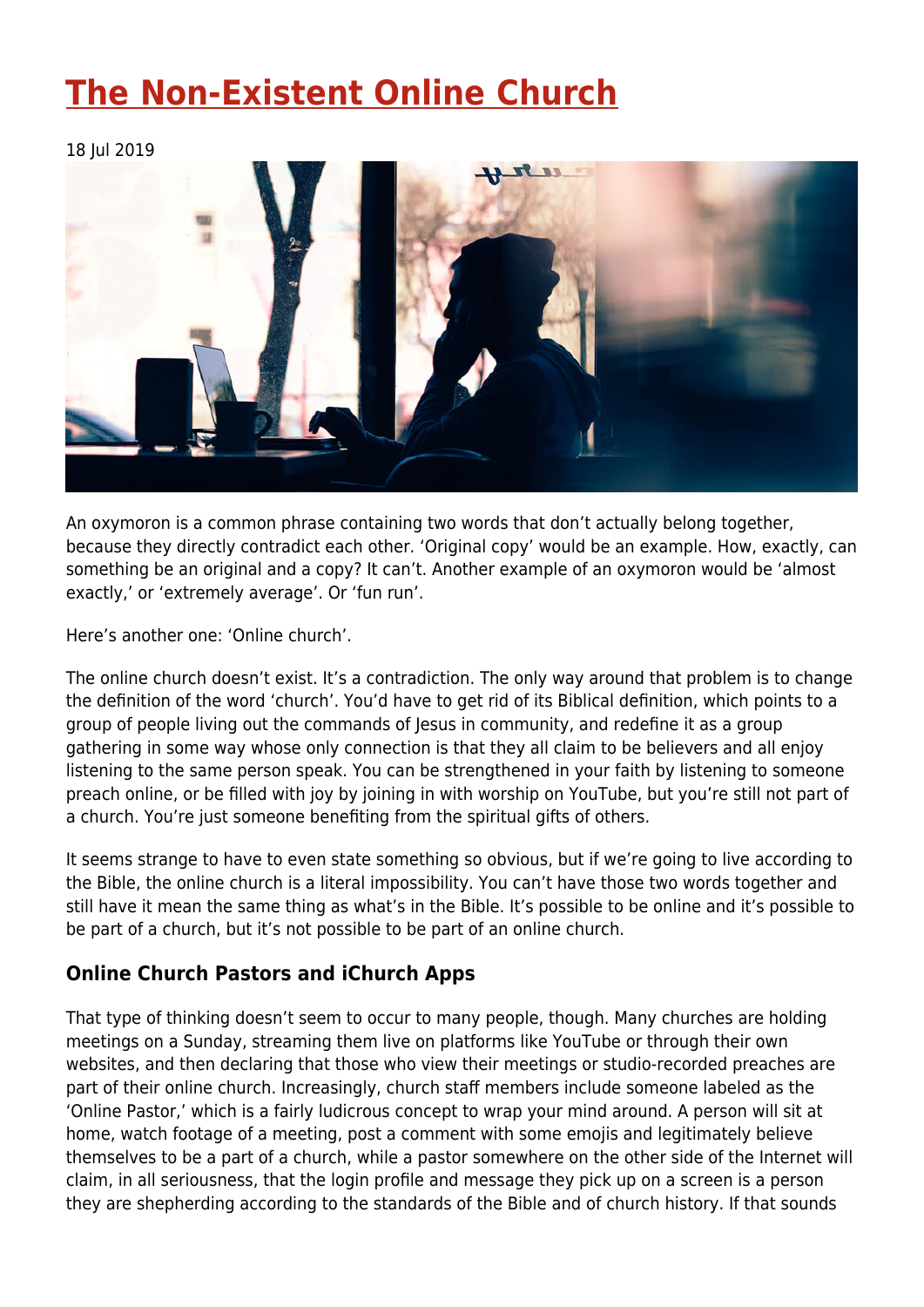# The Non-Existent Online Church

18 Jul 2019

An oxymoron is a common phrase containing two words that don't actually belong together, because they directly contradict each other. 'Original copy' would be an example. How, exactly, can something be an original and a copy? It can't. Another example of an oxymoron would be 'almost exactly,' or 'extremely average'. Or 'fun run'.

Here's another one: 'Online church'.

The online church doesn't exist. It's a contradiction. The only way around that problem is to change the definition of the word 'church'. You'd have to get rid of its Biblical definition, which points to a group of people living out the commands of Jesus in community, and redefine it as a group gathering in some way whose only connection is that they all claim to be believers and all enjoy listening to the same person speak. You can be strengthened in your faith by listening to someone preach online, or be filled with joy by joining in with worship on YouTube, but you're still not part of a church. You're just someone benefiting from the spiritual gifts of others.

It seems strange to have to even state something so obvious, but if we're going to live according to the Bible, the online church is a literal impossibility. You can't have those two words together and still have it mean the same thing as what's in the Bible. It's possible to be online and it's possible to be part of a church, but it's not possible to be part of an online church.

### Online Church Pastors and iChurch Apps

That type of thinking doesn't seem to occur to many people, though. Many churches are holding meetings on a Sunday, streaming them live on platforms like YouTube or through their own websites, and then declaring that those who view their meetings or studio-recorded preaches are part of their online church. Increasingly, church staff members include someone labeled as the 'Online Pastor,' which is a fairly ludicrous concept to wrap your mind around. A person will sit at home, watch footage of a meeting, post a comment with some emojis and legitimately believe themselves to be a part of a church, while a pastor somewhere on the other side of the Internet will claim, in all seriousness, that the login profile and message they pick up on a screen is a person they are shepherding according to the standards of the Bible and of church history. If that sounds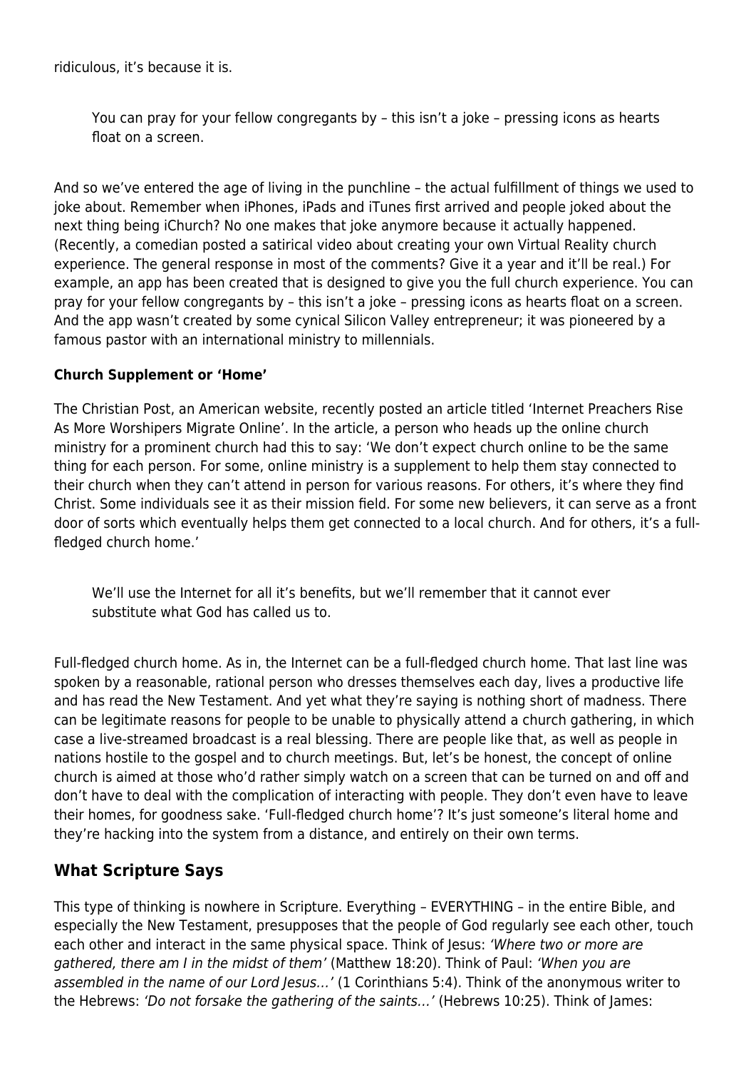ridiculous, it's because it is.

> You can pray for your fellow congregants by – this isn't a joke – pressing icons as hearts float on a screen.

And so we've entered the age of living in the punchline – the actual fulfillment of things we used to joke about. Remember when iPhones, iPads and iTunes first arrived and people joked about the next thing being iChurch? No one makes that joke anymore because it actually happened. (Recently, a comedian posted a satirical video about creating your own Virtual Reality church experience. The general response in most of the comments? Give it a year and it'll be real.) For example, an app has been created that is designed to give you the full church experience. You can pray for your fellow congregants by – this isn't a joke – pressing icons as hearts float on a screen. And the app wasn't created by some cynical Silicon Valley entrepreneur; it was pioneered by a famous pastor with an international ministry to millennials.

**Church Supplement or 'Home'**

The Christian Post, an American website, recently posted an article titled 'Internet Preachers Rise As More Worshipers Migrate Online'. In the article, a person who heads up the online church ministry for a prominent church had this to say: 'We don't expect church online to be the same thing for each person. For some, online ministry is a supplement to help them stay connected to their church when they can't attend in person for various reasons. For others, it's where they find Christ. Some individuals see it as their mission field. For some new believers, it can serve as a front door of sorts which eventually helps them get connected to a local church. And for others, it's a full-fledged church home.'

> We'll use the Internet for all it's benefits, but we'll remember that it cannot ever substitute what God has called us to.

Full-fledged church home. As in, the Internet can be a full-fledged church home. That last line was spoken by a reasonable, rational person who dresses themselves each day, lives a productive life and has read the New Testament. And yet what they're saying is nothing short of madness. There can be legitimate reasons for people to be unable to physically attend a church gathering, in which case a live-streamed broadcast is a real blessing. There are people like that, as well as people in nations hostile to the gospel and to church meetings. But, let's be honest, the concept of online church is aimed at those who'd rather simply watch on a screen that can be turned on and off and don't have to deal with the complication of interacting with people. They don't even have to leave their homes, for goodness sake. 'Full-fledged church home'? It's just someone's literal home and they're hacking into the system from a distance, and entirely on their own terms.

## What Scripture Says

This type of thinking is nowhere in Scripture. Everything – EVERYTHING – in the entire Bible, and especially the New Testament, presupposes that the people of God regularly see each other, touch each other and interact in the same physical space. Think of Jesus: *'Where two or more are gathered, there am I in the midst of them'* (Matthew 18:20). Think of Paul: *'When you are assembled in the name of our Lord Jesus…'* (1 Corinthians 5:4). Think of the anonymous writer to the Hebrews: *'Do not forsake the gathering of the saints…'* (Hebrews 10:25). Think of James: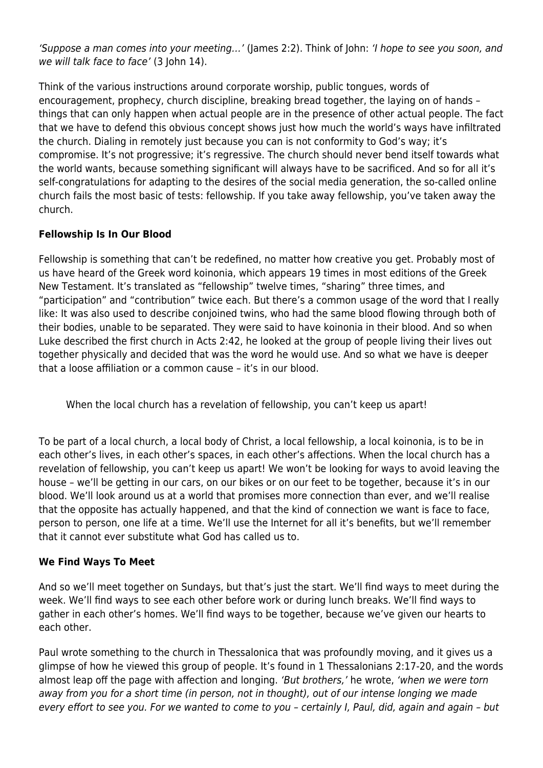*'Suppose a man comes into your meeting…'* (James 2:2). Think of John: *'I hope to see you soon, and we will talk face to face'* (3 John 14).

Think of the various instructions around corporate worship, public tongues, words of encouragement, prophecy, church discipline, breaking bread together, the laying on of hands – things that can only happen when actual people are in the presence of other actual people. The fact that we have to defend this obvious concept shows just how much the world's ways have infiltrated the church. Dialing in remotely just because you can is not conformity to God's way; it's compromise. It's not progressive; it's regressive. The church should never bend itself towards what the world wants, because something significant will always have to be sacrificed. And so for all it's self-congratulations for adapting to the desires of the social media generation, the so-called online church fails the most basic of tests: fellowship. If you take away fellowship, you've taken away the church.

**Fellowship Is In Our Blood**

Fellowship is something that can't be redefined, no matter how creative you get. Probably most of us have heard of the Greek word koinonia, which appears 19 times in most editions of the Greek New Testament. It's translated as "fellowship" twelve times, "sharing" three times, and "participation" and "contribution" twice each. But there's a common usage of the word that I really like: It was also used to describe conjoined twins, who had the same blood flowing through both of their bodies, unable to be separated. They were said to have koinonia in their blood. And so when Luke described the first church in Acts 2:42, he looked at the group of people living their lives out together physically and decided that was the word he would use. And so what we have is deeper that a loose affiliation or a common cause – it's in our blood.

> When the local church has a revelation of fellowship, you can't keep us apart!

To be part of a local church, a local body of Christ, a local fellowship, a local koinonia, is to be in each other's lives, in each other's spaces, in each other's affections. When the local church has a revelation of fellowship, you can't keep us apart! We won't be looking for ways to avoid leaving the house – we'll be getting in our cars, on our bikes or on our feet to be together, because it's in our blood. We'll look around us at a world that promises more connection than ever, and we'll realise that the opposite has actually happened, and that the kind of connection we want is face to face, person to person, one life at a time. We'll use the Internet for all it's benefits, but we'll remember that it cannot ever substitute what God has called us to.

**We Find Ways To Meet**

And so we'll meet together on Sundays, but that's just the start. We'll find ways to meet during the week. We'll find ways to see each other before work or during lunch breaks. We'll find ways to gather in each other's homes. We'll find ways to be together, because we've given our hearts to each other.

Paul wrote something to the church in Thessalonica that was profoundly moving, and it gives us a glimpse of how he viewed this group of people. It's found in 1 Thessalonians 2:17-20, and the words almost leap off the page with affection and longing. *'But brothers,'* he wrote, *'when we were torn away from you for a short time (in person, not in thought), out of our intense longing we made every effort to see you. For we wanted to come to you – certainly I, Paul, did, again and again – but*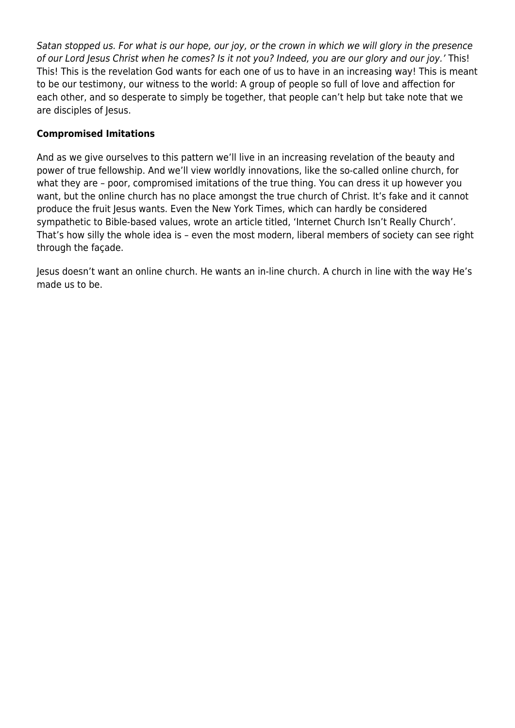*Satan stopped us. For what is our hope, our joy, or the crown in which we will glory in the presence of our Lord Jesus Christ when he comes? Is it not you? Indeed, you are our glory and our joy.'* This! This! This is the revelation God wants for each one of us to have in an increasing way! This is meant to be our testimony, our witness to the world: A group of people so full of love and affection for each other, and so desperate to simply be together, that people can't help but take note that we are disciples of Jesus.

**Compromised Imitations**

And as we give ourselves to this pattern we'll live in an increasing revelation of the beauty and power of true fellowship. And we'll view worldly innovations, like the so-called online church, for what they are – poor, compromised imitations of the true thing. You can dress it up however you want, but the online church has no place amongst the true church of Christ. It's fake and it cannot produce the fruit Jesus wants. Even the New York Times, which can hardly be considered sympathetic to Bible-based values, wrote an article titled, 'Internet Church Isn't Really Church'. That's how silly the whole idea is – even the most modern, liberal members of society can see right through the façade.

Jesus doesn't want an online church. He wants an in-line church. A church in line with the way He's made us to be.